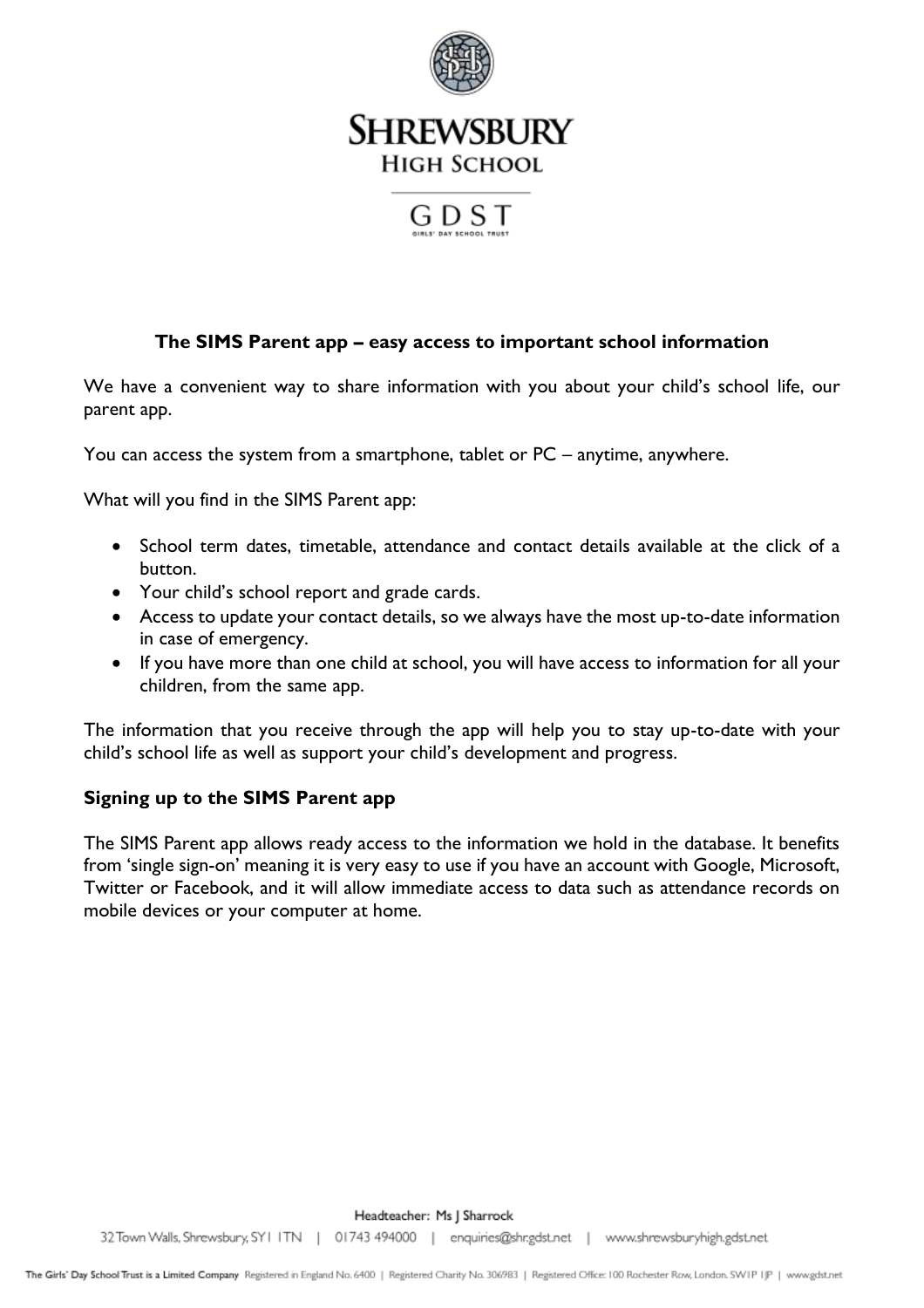# Shrewsbury High School

GDST

## The SIMS Parent app – easy access to important school information

We have a convenient way to share information with you about your child's school life, our parent app.

You can access the system from a smartphone, tablet or PC – anytime, anywhere.

What will you find in the SIMS Parent app:

- School term dates, timetable, attendance and contact details available at the click of a button.
- Your child's school report and grade cards.
- Access to update your contact details, so we always have the most up-to-date information in case of emergency.
- If you have more than one child at school, you will have access to information for all your children, from the same app.

The information that you receive through the app will help you to stay up-to-date with your child's school life as well as support your child's development and progress.

### Signing up to the SIMS Parent app

The SIMS Parent app allows ready access to the information we hold in the database. It benefits from 'single sign-on' meaning it is very easy to use if you have an account with Google, Microsoft, Twitter or Facebook, and it will allow immediate access to data such as attendance records on mobile devices or your computer at home.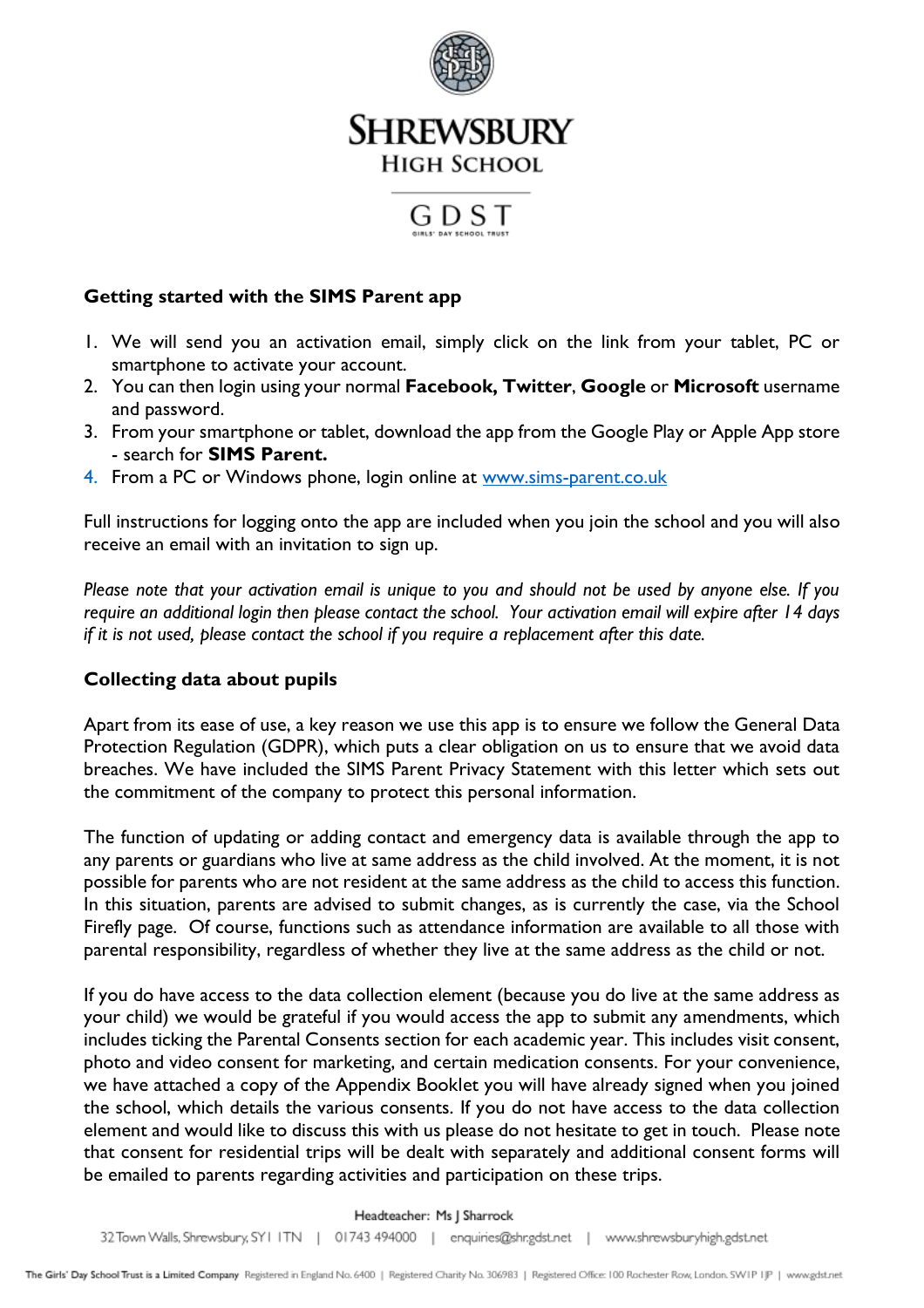**Getting started with the SIMS Parent app**

1. We will send you an activation email, simply click on the link from your tablet, PC or smartphone to activate your account.
2. You can then login using your normal **Facebook, Twitter**, **Google** or **Microsoft** username and password.
3. From your smartphone or tablet, download the app from the Google Play or Apple App store - search for **SIMS Parent.**
4. From a PC or Windows phone, login online at [www.sims-parent.co.uk](www.sims-parent.co.uk)

Full instructions for logging onto the app are included when you join the school and you will also receive an email with an invitation to sign up.

*Please note that your activation email is unique to you and should not be used by anyone else. If you require an additional login then please contact the school. Your activation email will expire after 14 days if it is not used, please contact the school if you require a replacement after this date.*

**Collecting data about pupils**

Apart from its ease of use, a key reason we use this app is to ensure we follow the General Data Protection Regulation (GDPR), which puts a clear obligation on us to ensure that we avoid data breaches. We have included the SIMS Parent Privacy Statement with this letter which sets out the commitment of the company to protect this personal information.

The function of updating or adding contact and emergency data is available through the app to any parents or guardians who live at same address as the child involved. At the moment, it is not possible for parents who are not resident at the same address as the child to access this function. In this situation, parents are advised to submit changes, as is currently the case, via the School Firefly page. Of course, functions such as attendance information are available to all those with parental responsibility, regardless of whether they live at the same address as the child or not.

If you do have access to the data collection element (because you do live at the same address as your child) we would be grateful if you would access the app to submit any amendments, which includes ticking the Parental Consents section for each academic year. This includes visit consent, photo and video consent for marketing, and certain medication consents. For your convenience, we have attached a copy of the Appendix Booklet you will have already signed when you joined the school, which details the various consents. If you do not have access to the data collection element and would like to discuss this with us please do not hesitate to get in touch. Please note that consent for residential trips will be dealt with separately and additional consent forms will be emailed to parents regarding activities and participation on these trips.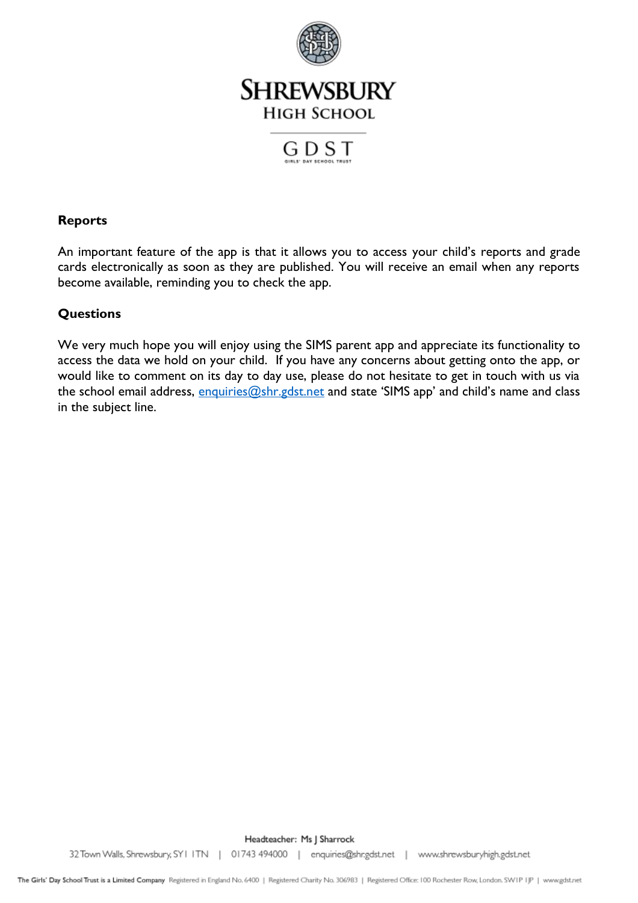**Reports**

An important feature of the app is that it allows you to access your child's reports and grade cards electronically as soon as they are published. You will receive an email when any reports become available, reminding you to check the app.

**Questions**

We very much hope you will enjoy using the SIMS parent app and appreciate its functionality to access the data we hold on your child. If you have any concerns about getting onto the app, or would like to comment on its day to day use, please do not hesitate to get in touch with us via the school email address, [enquiries@shr.gdst.net](mailto:enquiries@shr.gdst.net) and state 'SIMS app' and child's name and class in the subject line.